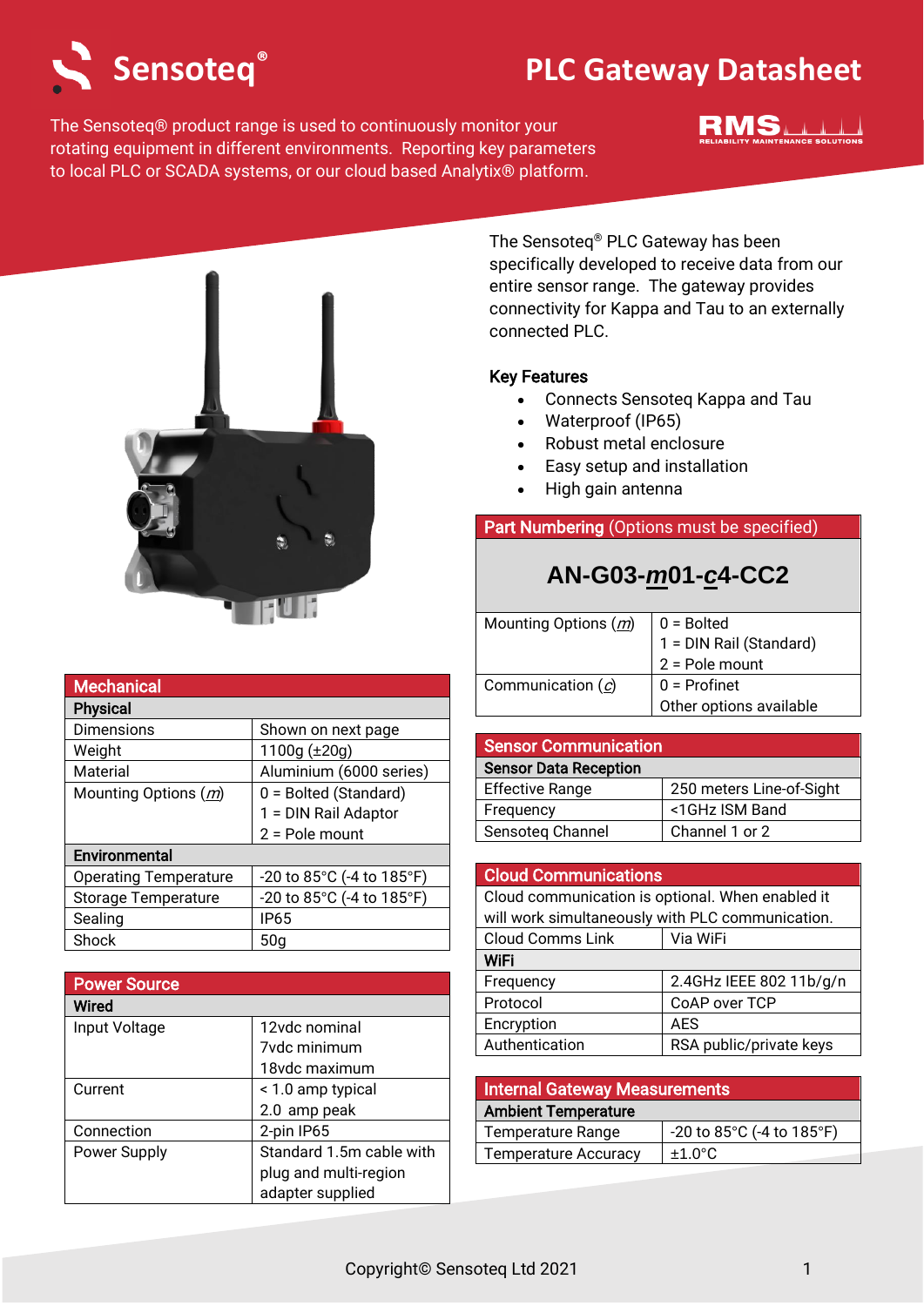# Sensoteq®

# PLC Gateway Datasheet

The Sensoteq® product range is used to continuously monitor your rotating equipment in different environments. Reporting key parameters to local PLC or SCADA systems, or our cloud based Analytix® platform.

The Sensoteq® PLC Gateway has been specifically developed to receive data from our entire sensor range. The gateway provides connectivity for Kappa and Tau to an externally connected PLC.

**Key Features**

- Connects Sensoteq Kappa and Tau
- Waterproof (IP65)
- Robust metal enclosure
- Easy setup and installation
- High gain antenna

| **Part Numbering** (Options must be specified) | |
|---|---|
| **AN-G03-*m*01-*c*4-CC2** | |
| Mounting Options (*m*) | 0 = Bolted<br>1 = DIN Rail (Standard)<br>2 = Pole mount |
| Communication (*c*) | 0 = Profinet<br>Other options available |

| **Mechanical** | |
|---|---|
| **Physical** | |
| Dimensions | Shown on next page |
| Weight | 1100g (±20g) |
| Material | Aluminium (6000 series) |
| Mounting Options (*m*) | 0 = Bolted (Standard)<br>1 = DIN Rail Adaptor<br>2 = Pole mount |
| **Environmental** | |
| Operating Temperature | -20 to 85°C (-4 to 185°F) |
| Storage Temperature | -20 to 85°C (-4 to 185°F) |
| Sealing | IP65 |
| Shock | 50g |

| **Power Source** | |
|---|---|
| **Wired** | |
| Input Voltage | 12vdc nominal<br>7vdc minimum<br>18vdc maximum |
| Current | < 1.0 amp typical<br>2.0 amp peak |
| Connection | 2-pin IP65 |
| Power Supply | Standard 1.5m cable with plug and multi-region adapter supplied |

| **Sensor Communication** | |
|---|---|
| **Sensor Data Reception** | |
| Effective Range | 250 meters Line-of-Sight |
| Frequency | <1GHz ISM Band |
| Sensoteq Channel | Channel 1 or 2 |

| **Cloud Communications** | |
|---|---|
| Cloud communication is optional. When enabled it will work simultaneously with PLC communication. | |
| Cloud Comms Link | Via WiFi |
| **WiFi** | |
| Frequency | 2.4GHz IEEE 802 11b/g/n |
| Protocol | CoAP over TCP |
| Encryption | AES |
| Authentication | RSA public/private keys |

| **Internal Gateway Measurements** | |
|---|---|
| **Ambient Temperature** | |
| Temperature Range | -20 to 85°C (-4 to 185°F) |
| Temperature Accuracy | ±1.0°C |

Copyright© Sensoteq Ltd 2021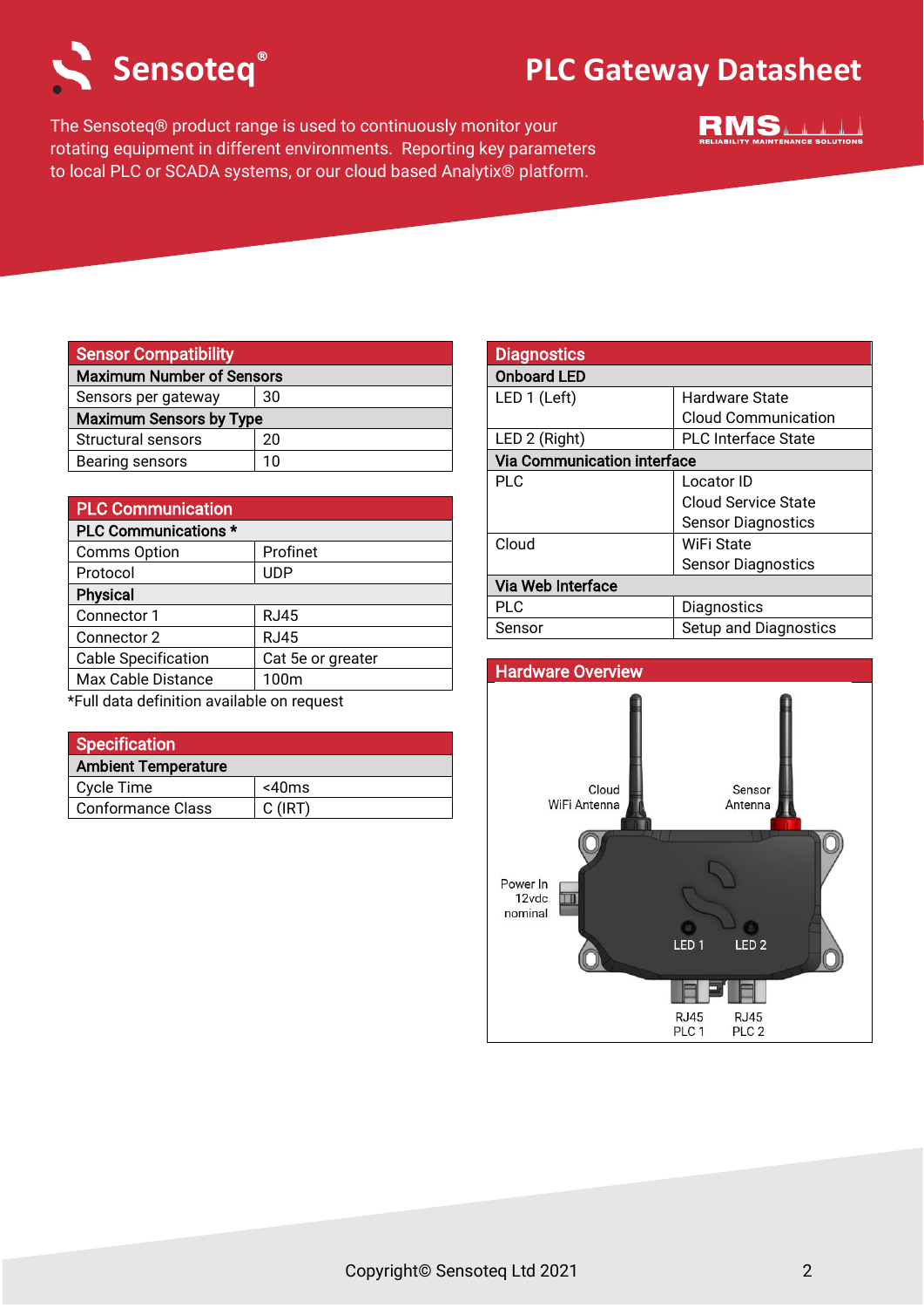# PLC Gateway Datasheet

The Sensoteq® product range is used to continuously monitor your rotating equipment in different environments. Reporting key parameters to local PLC or SCADA systems, or our cloud based Analytix® platform.

| Sensor Compatibility | |
|---|---|
| **Maximum Number of Sensors** | |
| Sensors per gateway | 30 |
| **Maximum Sensors by Type** | |
| Structural sensors | 20 |
| Bearing sensors | 10 |

| PLC Communication | |
|---|---|
| **PLC Communications *** | |
| Comms Option | Profinet |
| Protocol | UDP |
| **Physical** | |
| Connector 1 | RJ45 |
| Connector 2 | RJ45 |
| Cable Specification | Cat 5e or greater |
| Max Cable Distance | 100m |

*Full data definition available on request

| Specification | |
|---|---|
| **Ambient Temperature** | |
| Cycle Time | <40ms |
| Conformance Class | C (IRT) |

| Diagnostics | |
|---|---|
| **Onboard LED** | |
| LED 1 (Left) | Hardware State<br>Cloud Communication |
| LED 2 (Right) | PLC Interface State |
| **Via Communication interface** | |
| PLC | Locator ID<br>Cloud Service State<br>Sensor Diagnostics |
| Cloud | WiFi State<br>Sensor Diagnostics |
| **Via Web Interface** | |
| PLC | Diagnostics |
| Sensor | Setup and Diagnostics |

## Hardware Overview

Cloud WiFi Antenna

Sensor Antenna

Power In 12vdc nominal

LED 1

LED 2

RJ45 PLC 1

RJ45 PLC 2

Copyright© Sensoteq Ltd 2021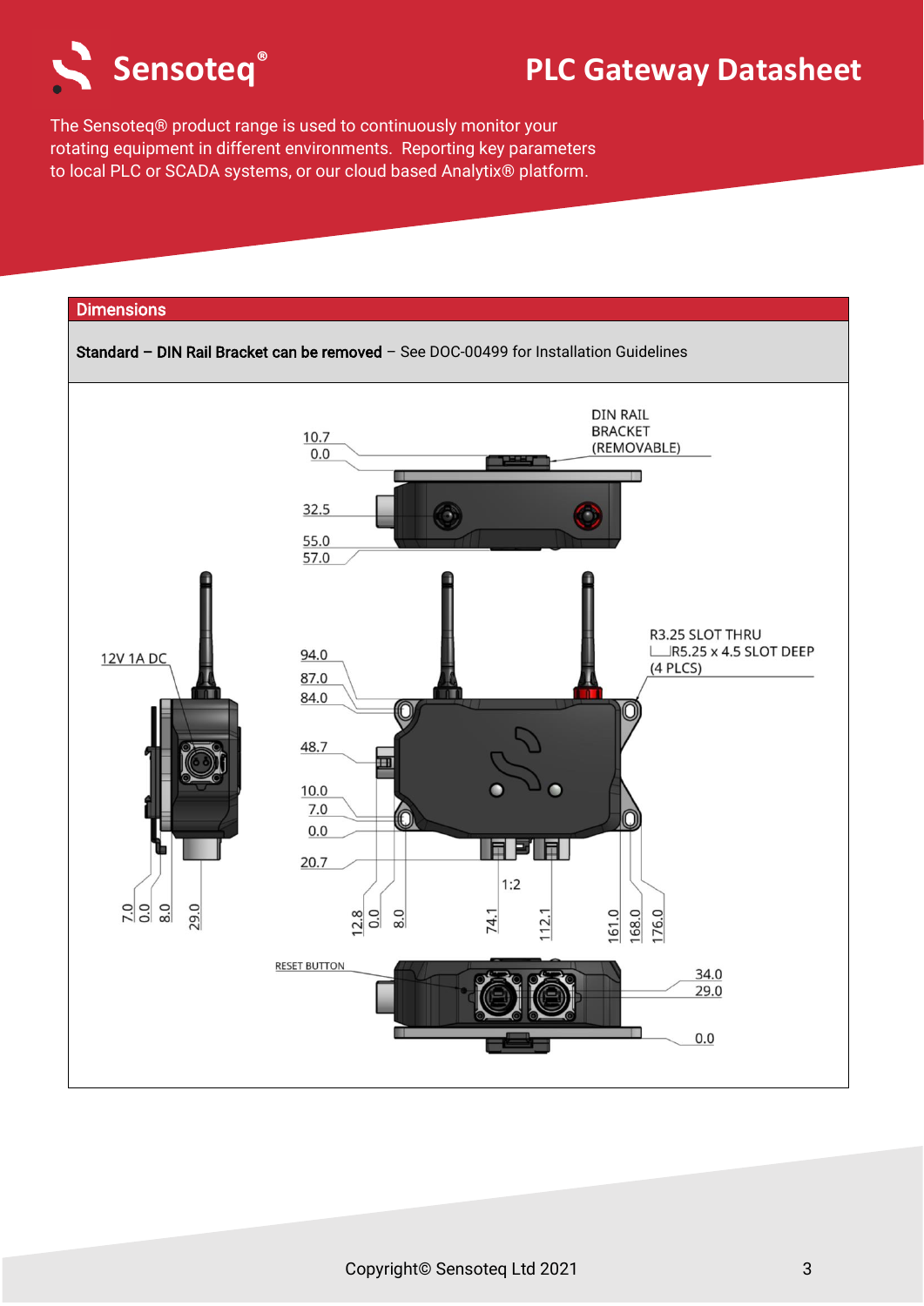# Sensoteq®

## PLC Gateway Datasheet

The Sensoteq® product range is used to continuously monitor your rotating equipment in different environments. Reporting key parameters to local PLC or SCADA systems, or our cloud based Analytix® platform.

## Dimensions

**Standard – DIN Rail Bracket can be removed** – See DOC-00499 for Installation Guidelines

DIN RAIL BRACKET (REMOVABLE)

10.7
0.0
32.5
55.0
57.0

12V 1A DC

R3.25 SLOT THRU
R5.25 x 4.5 SLOT DEEP
(4 PLCS)

94.0
87.0
84.0
48.7
10.0
7.0
0.0
20.7

1:2

7.0
0.0
8.0
29.0

12.8
0.0
8.0
74.1
112.1
161.0
168.0
176.0

RESET BUTTON

34.0
29.0
0.0

Copyright© Sensoteq Ltd 2021